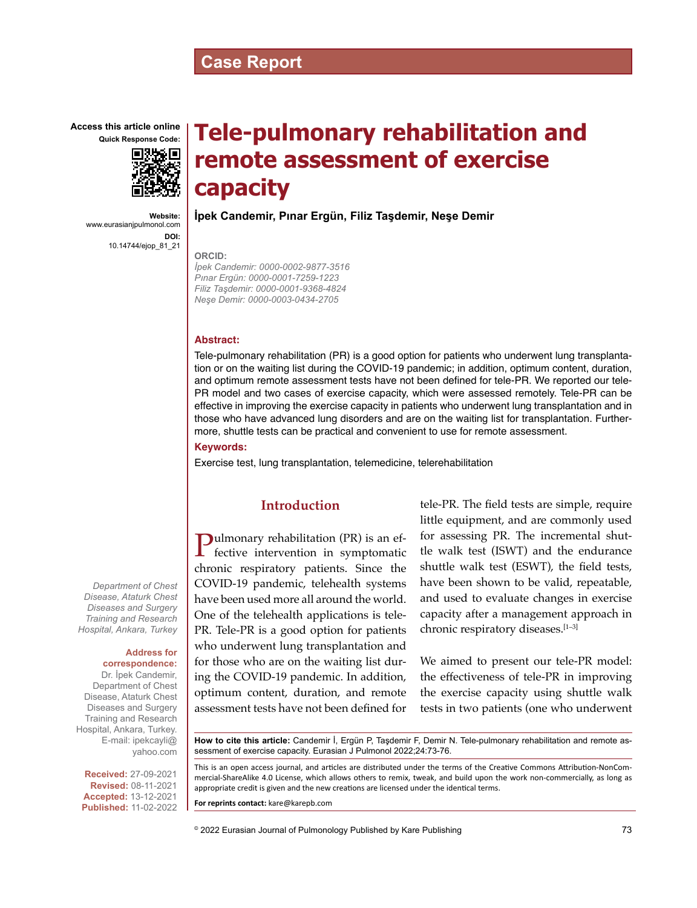Case Report

# Tele-pulmonary rehabilitation and remote assessment of exercise capacity

**İpek Candemir, Pınar Ergün, Filiz Taşdemir, Neşe Demir**

**Access this article online**

**Quick Response Code:**

**Website:** www.eurasianjpulmonol.com

**DOI:** 10.14744/ejop_81_21

**ORCID:**

*İpek Candemir: 0000-0002-9877-3516*
*Pınar Ergün: 0000-0001-7259-1223*
*Filiz Taşdemir: 0000-0001-9368-4824*
*Neşe Demir: 0000-0003-0434-2705*

*Department of Chest Disease, Ataturk Chest Diseases and Surgery Training and Research Hospital, Ankara, Turkey*

**Address for correspondence:** Dr. İpek Candemir, Department of Chest Disease, Ataturk Chest Diseases and Surgery Training and Research Hospital, Ankara, Turkey. E-mail: ipekcayli@yahoo.com

**Received:** 27-09-2021
**Revised:** 08-11-2021
**Accepted:** 13-12-2021
**Published:** 11-02-2022

### Abstract:

Tele-pulmonary rehabilitation (PR) is a good option for patients who underwent lung transplantation or on the waiting list during the COVID-19 pandemic; in addition, optimum content, duration, and optimum remote assessment tests have not been defined for tele-PR. We reported our tele-PR model and two cases of exercise capacity, which were assessed remotely. Tele-PR can be effective in improving the exercise capacity in patients who underwent lung transplantation and in those who have advanced lung disorders and are on the waiting list for transplantation. Furthermore, shuttle tests can be practical and convenient to use for remote assessment.

### Keywords:

Exercise test, lung transplantation, telemedicine, telerehabilitation

## Introduction

Pulmonary rehabilitation (PR) is an effective intervention in symptomatic chronic respiratory patients. Since the COVID-19 pandemic, telehealth systems have been used more all around the world. One of the telehealth applications is tele-PR. Tele-PR is a good option for patients who underwent lung transplantation and for those who are on the waiting list during the COVID-19 pandemic. In addition, optimum content, duration, and remote assessment tests have not been defined for tele-PR. The field tests are simple, require little equipment, and are commonly used for assessing PR. The incremental shuttle walk test (ISWT) and the endurance shuttle walk test (ESWT), the field tests, have been shown to be valid, repeatable, and used to evaluate changes in exercise capacity after a management approach in chronic respiratory diseases.[1–3]

We aimed to present our tele-PR model: the effectiveness of tele-PR in improving the exercise capacity using shuttle walk tests in two patients (one who underwent

**How to cite this article:** Candemir İ, Ergün P, Taşdemir F, Demir N. Tele-pulmonary rehabilitation and remote assessment of exercise capacity. Eurasian J Pulmonol 2022;24:73-76.

This is an open access journal, and articles are distributed under the terms of the Creative Commons Attribution-NonCommercial-ShareAlike 4.0 License, which allows others to remix, tweak, and build upon the work non-commercially, as long as appropriate credit is given and the new creations are licensed under the identical terms.

**For reprints contact:** kare@karepb.com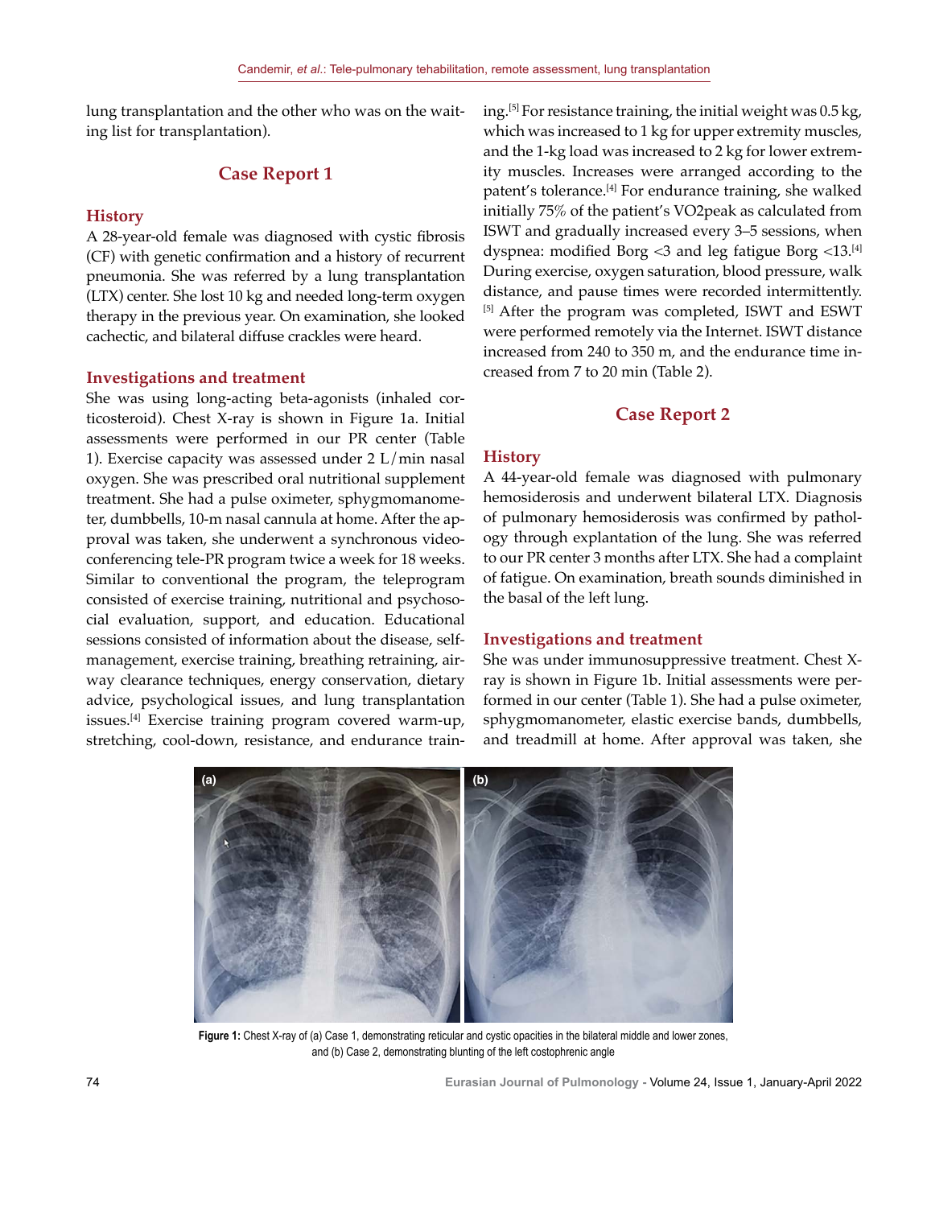lung transplantation and the other who was on the waiting list for transplantation).

## Case Report 1

### History

A 28-year-old female was diagnosed with cystic fibrosis (CF) with genetic confirmation and a history of recurrent pneumonia. She was referred by a lung transplantation (LTX) center. She lost 10 kg and needed long-term oxygen therapy in the previous year. On examination, she looked cachectic, and bilateral diffuse crackles were heard.

### Investigations and treatment

She was using long-acting beta-agonists (inhaled corticosteroid). Chest X-ray is shown in Figure 1a. Initial assessments were performed in our PR center (Table 1). Exercise capacity was assessed under 2 L/min nasal oxygen. She was prescribed oral nutritional supplement treatment. She had a pulse oximeter, sphygmomanometer, dumbbells, 10-m nasal cannula at home. After the approval was taken, she underwent a synchronous videoconferencing tele-PR program twice a week for 18 weeks. Similar to conventional the program, the teleprogram consisted of exercise training, nutritional and psychosocial evaluation, support, and education. Educational sessions consisted of information about the disease, self-management, exercise training, breathing retraining, airway clearance techniques, energy conservation, dietary advice, psychological issues, and lung transplantation issues.[4] Exercise training program covered warm-up, stretching, cool-down, resistance, and endurance training.[5] For resistance training, the initial weight was 0.5 kg, which was increased to 1 kg for upper extremity muscles, and the 1-kg load was increased to 2 kg for lower extremity muscles. Increases were arranged according to the patent's tolerance.[4] For endurance training, she walked initially 75% of the patient's VO2peak as calculated from ISWT and gradually increased every 3–5 sessions, when dyspnea: modified Borg <3 and leg fatigue Borg <13.[4] During exercise, oxygen saturation, blood pressure, walk distance, and pause times were recorded intermittently.[5] After the program was completed, ISWT and ESWT were performed remotely via the Internet. ISWT distance increased from 240 to 350 m, and the endurance time increased from 7 to 20 min (Table 2).

## Case Report 2

### History

A 44-year-old female was diagnosed with pulmonary hemosiderosis and underwent bilateral LTX. Diagnosis of pulmonary hemosiderosis was confirmed by pathology through explantation of the lung. She was referred to our PR center 3 months after LTX. She had a complaint of fatigue. On examination, breath sounds diminished in the basal of the left lung.

### Investigations and treatment

She was under immunosuppressive treatment. Chest X-ray is shown in Figure 1b. Initial assessments were performed in our center (Table 1). She had a pulse oximeter, sphygmomanometer, elastic exercise bands, dumbbells, and treadmill at home. After approval was taken, she

**Figure 1:** Chest X-ray of (a) Case 1, demonstrating reticular and cystic opacities in the bilateral middle and lower zones, and (b) Case 2, demonstrating blunting of the left costophrenic angle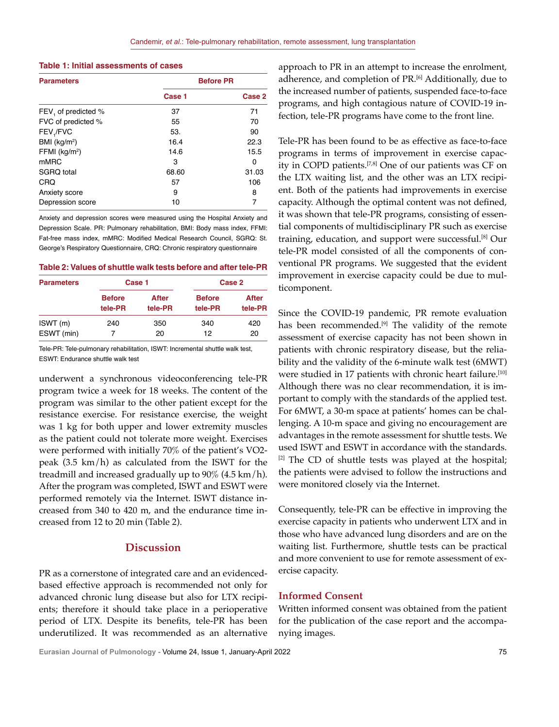**Table 1: Initial assessments of cases**

| Parameters | Before PR | |
|---|---|---|
| | Case 1 | Case 2 |
| $FEV_1$ of predicted % | 37 | 71 |
| FVC of predicted % | 55 | 70 |
| $FEV_1$/FVC | 53. | 90 |
| BMI (kg/m$^2$) | 16.4 | 22.3 |
| FFMI (kg/m$^2$) | 14.6 | 15.5 |
| mMRC | 3 | 0 |
| SGRQ total | 68.60 | 31.03 |
| CRQ | 57 | 106 |
| Anxiety score | 9 | 8 |
| Depression score | 10 | 7 |

Anxiety and depression scores were measured using the Hospital Anxiety and Depression Scale. PR: Pulmonary rehabilitation, BMI: Body mass index, FFMI: Fat-free mass index, mMRC: Modified Medical Research Council, SGRQ: St. George's Respiratory Questionnaire, CRQ: Chronic respiratory questionnaire

**Table 2: Values of shuttle walk tests before and after tele-PR**

| Parameters | Case 1 | | Case 2 | |
|---|---|---|---|---|
| | Before tele-PR | After tele-PR | Before tele-PR | After tele-PR |
| ISWT (m) | 240 | 350 | 340 | 420 |
| ESWT (min) | 7 | 20 | 12 | 20 |

Tele-PR: Tele-pulmonary rehabilitation, ISWT: Incremental shuttle walk test, ESWT: Endurance shuttle walk test

underwent a synchronous videoconferencing tele-PR program twice a week for 18 weeks. The content of the program was similar to the other patient except for the resistance exercise. For resistance exercise, the weight was 1 kg for both upper and lower extremity muscles as the patient could not tolerate more weight. Exercises were performed with initially 70% of the patient's VO2-peak (3.5 km/h) as calculated from the ISWT for the treadmill and increased gradually up to 90% (4.5 km/h). After the program was completed, ISWT and ESWT were performed remotely via the Internet. ISWT distance increased from 340 to 420 m, and the endurance time increased from 12 to 20 min (Table 2).

## Discussion

PR as a cornerstone of integrated care and an evidenced-based effective approach is recommended not only for advanced chronic lung disease but also for LTX recipients; therefore it should take place in a perioperative period of LTX. Despite its benefits, tele-PR has been underutilized. It was recommended as an alternative approach to PR in an attempt to increase the enrolment, adherence, and completion of PR.[6] Additionally, due to the increased number of patients, suspended face-to-face programs, and high contagious nature of COVID-19 infection, tele-PR programs have come to the front line.

Tele-PR has been found to be as effective as face-to-face programs in terms of improvement in exercise capacity in COPD patients.[7,8] One of our patients was CF on the LTX waiting list, and the other was an LTX recipient. Both of the patients had improvements in exercise capacity. Although the optimal content was not defined, it was shown that tele-PR programs, consisting of essential components of multidisciplinary PR such as exercise training, education, and support were successful.[8] Our tele-PR model consisted of all the components of conventional PR programs. We suggested that the evident improvement in exercise capacity could be due to multicomponent.

Since the COVID-19 pandemic, PR remote evaluation has been recommended.[9] The validity of the remote assessment of exercise capacity has not been shown in patients with chronic respiratory disease, but the reliability and the validity of the 6-minute walk test (6MWT) were studied in 17 patients with chronic heart failure.[10] Although there was no clear recommendation, it is important to comply with the standards of the applied test. For 6MWT, a 30-m space at patients' homes can be challenging. A 10-m space and giving no encouragement are advantages in the remote assessment for shuttle tests. We used ISWT and ESWT in accordance with the standards.[2] The CD of shuttle tests was played at the hospital; the patients were advised to follow the instructions and were monitored closely via the Internet.

Consequently, tele-PR can be effective in improving the exercise capacity in patients who underwent LTX and in those who have advanced lung disorders and are on the waiting list. Furthermore, shuttle tests can be practical and more convenient to use for remote assessment of exercise capacity.

### Informed Consent

Written informed consent was obtained from the patient for the publication of the case report and the accompanying images.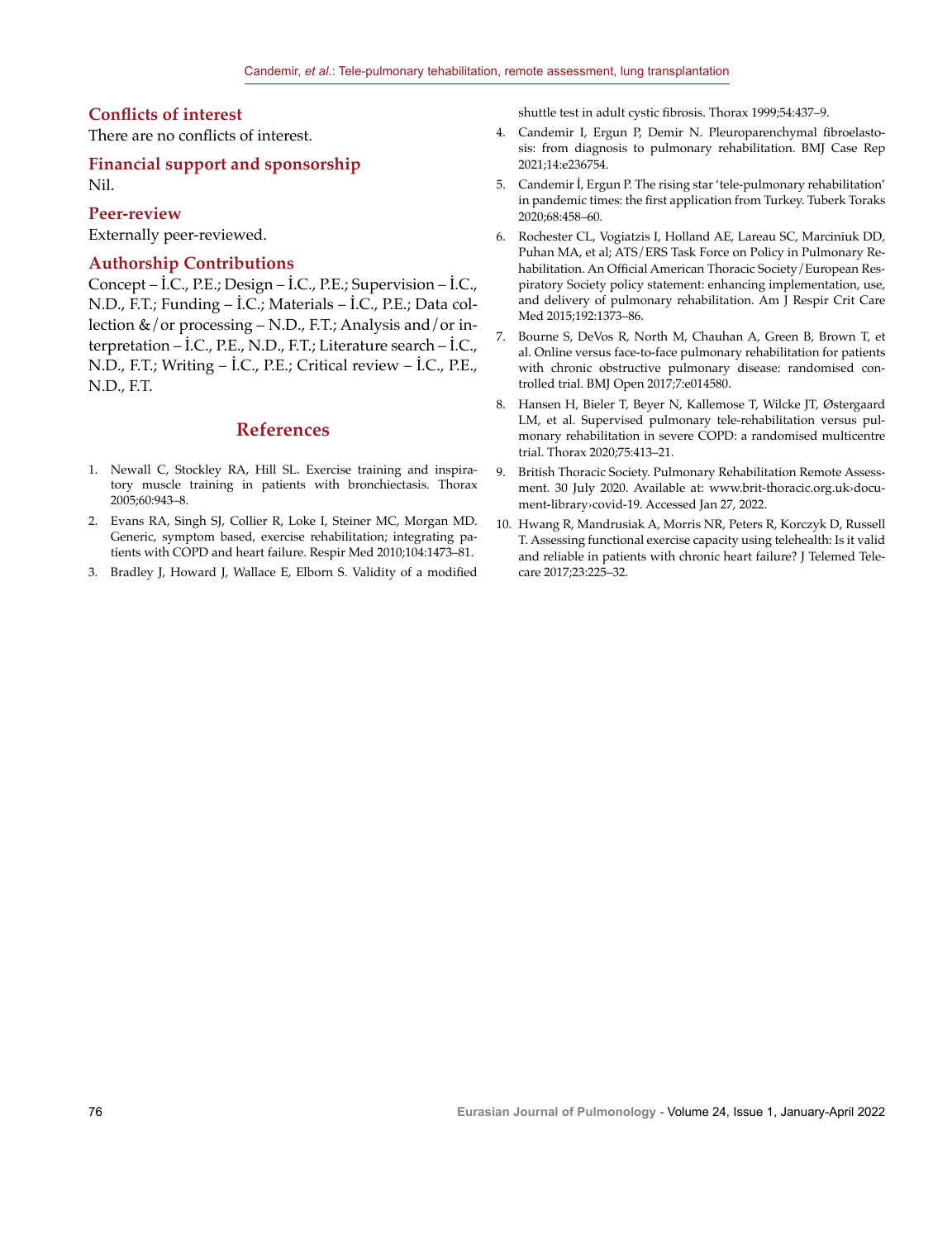## Conflicts of interest

There are no conflicts of interest.

## Financial support and sponsorship

Nil.

## Peer-review

Externally peer-reviewed.

## Authorship Contributions

Concept – İ.C., P.E.; Design – İ.C., P.E.; Supervision – İ.C., N.D., F.T.; Funding – İ.C.; Materials – İ.C., P.E.; Data collection &/or processing – N.D., F.T.; Analysis and/or interpretation – İ.C., P.E., N.D., F.T.; Literature search – İ.C., N.D., F.T.; Writing – İ.C., P.E.; Critical review – İ.C., P.E., N.D., F.T.

## References

1. Newall C, Stockley RA, Hill SL. Exercise training and inspiratory muscle training in patients with bronchiectasis. Thorax 2005;60:943–8.
2. Evans RA, Singh SJ, Collier R, Loke I, Steiner MC, Morgan MD. Generic, symptom based, exercise rehabilitation; integrating patients with COPD and heart failure. Respir Med 2010;104:1473–81.
3. Bradley J, Howard J, Wallace E, Elborn S. Validity of a modified shuttle test in adult cystic fibrosis. Thorax 1999;54:437–9.
4. Candemir I, Ergun P, Demir N. Pleuroparenchymal fibroelastosis: from diagnosis to pulmonary rehabilitation. BMJ Case Rep 2021;14:e236754.
5. Candemir İ, Ergun P. The rising star 'tele-pulmonary rehabilitation' in pandemic times: the first application from Turkey. Tuberk Toraks 2020;68:458–60.
6. Rochester CL, Vogiatzis I, Holland AE, Lareau SC, Marciniuk DD, Puhan MA, et al; ATS/ERS Task Force on Policy in Pulmonary Rehabilitation. An Official American Thoracic Society/European Respiratory Society policy statement: enhancing implementation, use, and delivery of pulmonary rehabilitation. Am J Respir Crit Care Med 2015;192:1373–86.
7. Bourne S, DeVos R, North M, Chauhan A, Green B, Brown T, et al. Online versus face-to-face pulmonary rehabilitation for patients with chronic obstructive pulmonary disease: randomised controlled trial. BMJ Open 2017;7:e014580.
8. Hansen H, Bieler T, Beyer N, Kallemose T, Wilcke JT, Østergaard LM, et al. Supervised pulmonary tele-rehabilitation versus pulmonary rehabilitation in severe COPD: a randomised multicentre trial. Thorax 2020;75:413–21.
9. British Thoracic Society. Pulmonary Rehabilitation Remote Assessment. 30 July 2020. Available at: www.brit-thoracic.org.uk›document-library›covid-19. Accessed Jan 27, 2022.
10. Hwang R, Mandrusiak A, Morris NR, Peters R, Korczyk D, Russell T. Assessing functional exercise capacity using telehealth: Is it valid and reliable in patients with chronic heart failure? J Telemed Telecare 2017;23:225–32.